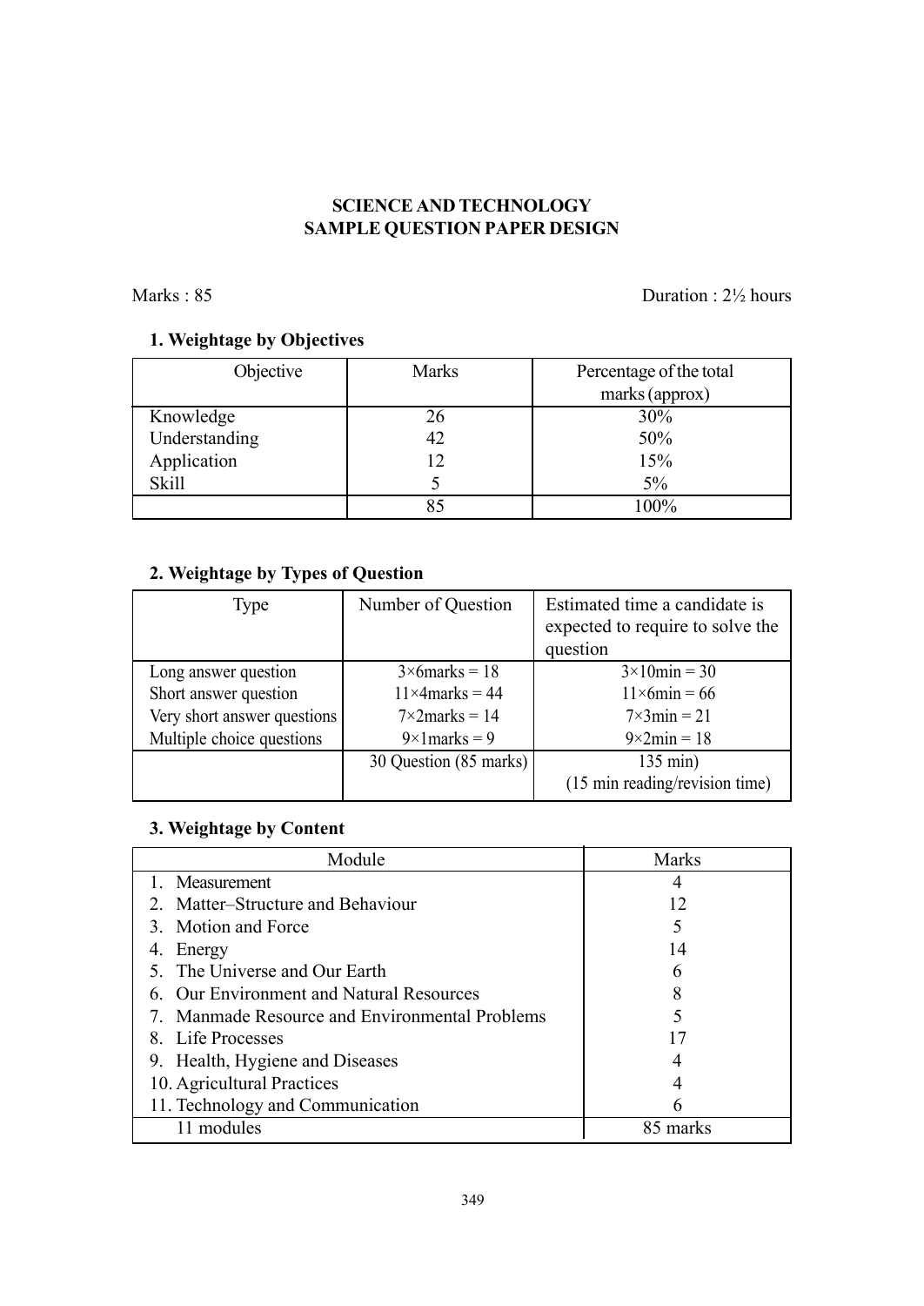# SCIENCE AND TECHNOLOGY
## SAMPLE QUESTION PAPER DESIGN

Marks : 85 Duration : 2½ hours

### 1. Weightage by Objectives

| Objective | Marks | Percentage of the total marks (approx) |
|---|---|---|
| Knowledge | 26 | 30% |
| Understanding | 42 | 50% |
| Application | 12 | 15% |
| Skill | 5 | 5% |
| | 85 | 100% |

### 2. Weightage by Types of Question

| Type | Number of Question | Estimated time a candidate is expected to require to solve the question |
|---|---|---|
| Long answer question | 3×6marks = 18 | 3×10min = 30 |
| Short answer question | 11×4marks = 44 | 11×6min = 66 |
| Very short answer questions | 7×2marks = 14 | 7×3min = 21 |
| Multiple choice questions | 9×1marks = 9 | 9×2min = 18 |
| | 30 Question (85 marks) | 135 min) (15 min reading/revision time) |

### 3. Weightage by Content

| Module | Marks |
|---|---|
| 1. Measurement | 4 |
| 2. Matter–Structure and Behaviour | 12 |
| 3. Motion and Force | 5 |
| 4. Energy | 14 |
| 5. The Universe and Our Earth | 6 |
| 6. Our Environment and Natural Resources | 8 |
| 7. Manmade Resource and Environmental Problems | 5 |
| 8. Life Processes | 17 |
| 9. Health, Hygiene and Diseases | 4 |
| 10. Agricultural Practices | 4 |
| 11. Technology and Communication | 6 |
| 11 modules | 85 marks |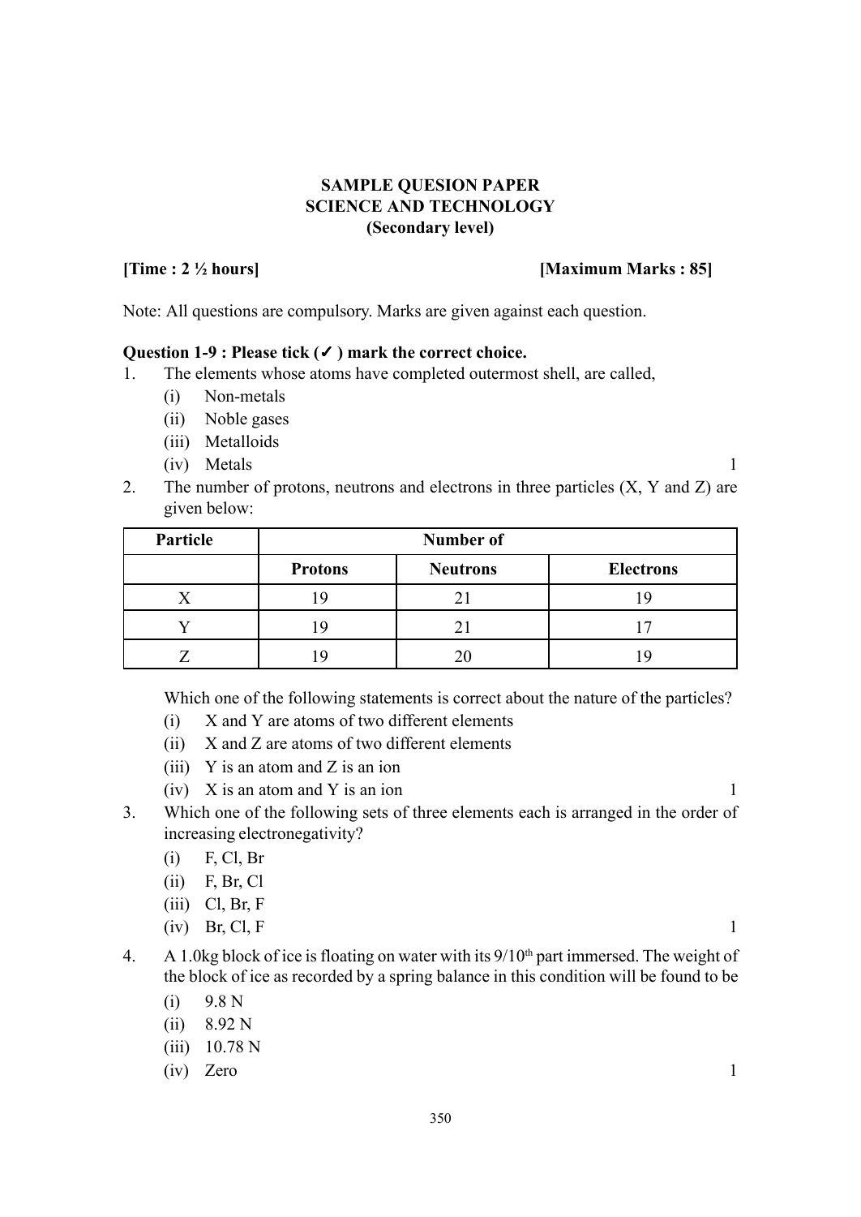# SAMPLE QUESION PAPER
## SCIENCE AND TECHNOLOGY
### (Secondary level)

**[Time : 2 ½ hours]** **[Maximum Marks : 85]**

Note: All questions are compulsory. Marks are given against each question.

**Question 1-9 : Please tick (✓ ) mark the correct choice.**

1. The elements whose atoms have completed outermost shell, are called,
   - (i) Non-metals
   - (ii) Noble gases
   - (iii) Metalloids
   - (iv) Metals 1

2. The number of protons, neutrons and electrons in three particles (X, Y and Z) are given below:

| Particle | Number of | | |
|---|---|---|---|
| | Protons | Neutrons | Electrons |
| X | 19 | 21 | 19 |
| Y | 19 | 21 | 17 |
| Z | 19 | 20 | 19 |

   Which one of the following statements is correct about the nature of the particles?
   - (i) X and Y are atoms of two different elements
   - (ii) X and Z are atoms of two different elements
   - (iii) Y is an atom and Z is an ion
   - (iv) X is an atom and Y is an ion 1

3. Which one of the following sets of three elements each is arranged in the order of increasing electronegativity?
   - (i) F, Cl, Br
   - (ii) F, Br, Cl
   - (iii) Cl, Br, F
   - (iv) Br, Cl, F 1

4. A 1.0kg block of ice is floating on water with its $9/10^{th}$ part immersed. The weight of the block of ice as recorded by a spring balance in this condition will be found to be
   - (i) 9.8 N
   - (ii) 8.92 N
   - (iii) 10.78 N
   - (iv) Zero 1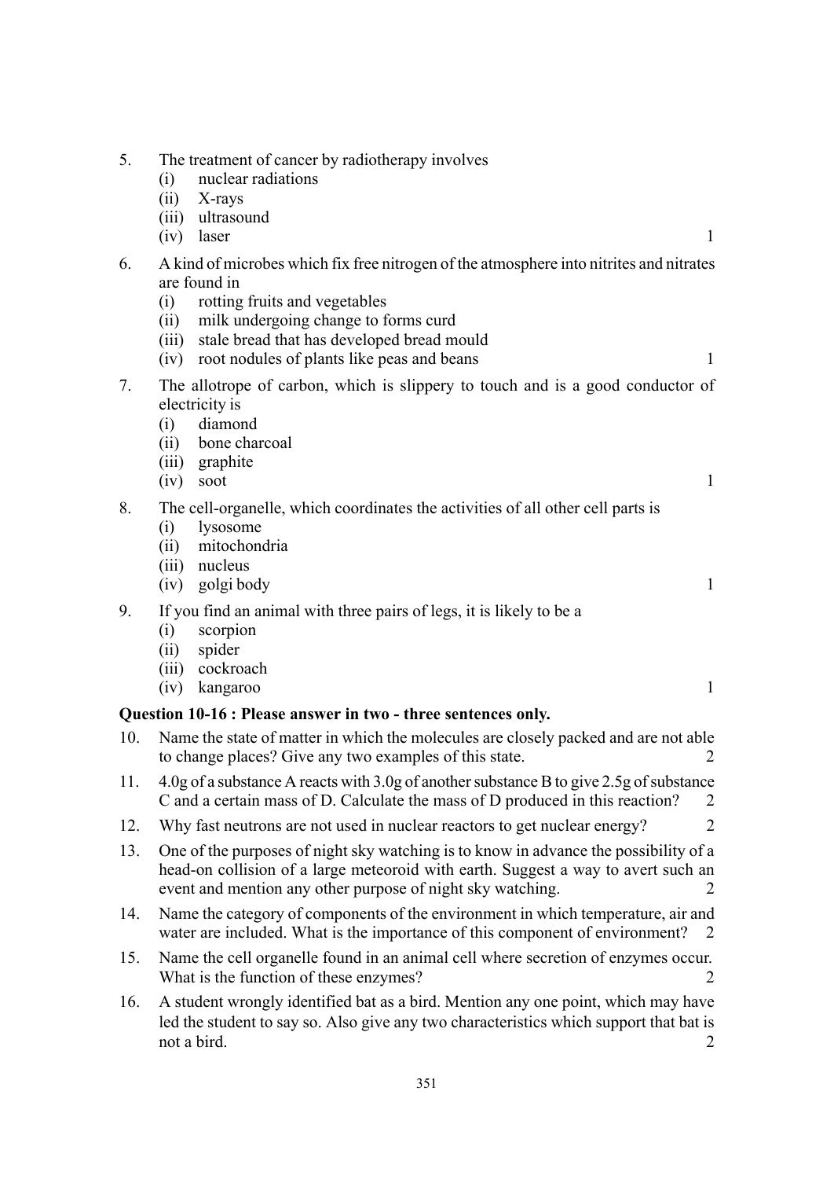5. The treatment of cancer by radiotherapy involves
   (i) nuclear radiations
   (ii) X-rays
   (iii) ultrasound
   (iv) laser — 1

6. A kind of microbes which fix free nitrogen of the atmosphere into nitrites and nitrates are found in
   (i) rotting fruits and vegetables
   (ii) milk undergoing change to forms curd
   (iii) stale bread that has developed bread mould
   (iv) root nodules of plants like peas and beans — 1

7. The allotrope of carbon, which is slippery to touch and is a good conductor of electricity is
   (i) diamond
   (ii) bone charcoal
   (iii) graphite
   (iv) soot — 1

8. The cell-organelle, which coordinates the activities of all other cell parts is
   (i) lysosome
   (ii) mitochondria
   (iii) nucleus
   (iv) golgi body — 1

9. If you find an animal with three pairs of legs, it is likely to be a
   (i) scorpion
   (ii) spider
   (iii) cockroach
   (iv) kangaroo — 1

**Question 10-16 : Please answer in two - three sentences only.**

10. Name the state of matter in which the molecules are closely packed and are not able to change places? Give any two examples of this state. — 2

11. 4.0g of a substance A reacts with 3.0g of another substance B to give 2.5g of substance C and a certain mass of D. Calculate the mass of D produced in this reaction? — 2

12. Why fast neutrons are not used in nuclear reactors to get nuclear energy? — 2

13. One of the purposes of night sky watching is to know in advance the possibility of a head-on collision of a large meteoroid with earth. Suggest a way to avert such an event and mention any other purpose of night sky watching. — 2

14. Name the category of components of the environment in which temperature, air and water are included. What is the importance of this component of environment? — 2

15. Name the cell organelle found in an animal cell where secretion of enzymes occur. What is the function of these enzymes? — 2

16. A student wrongly identified bat as a bird. Mention any one point, which may have led the student to say so. Also give any two characteristics which support that bat is not a bird. — 2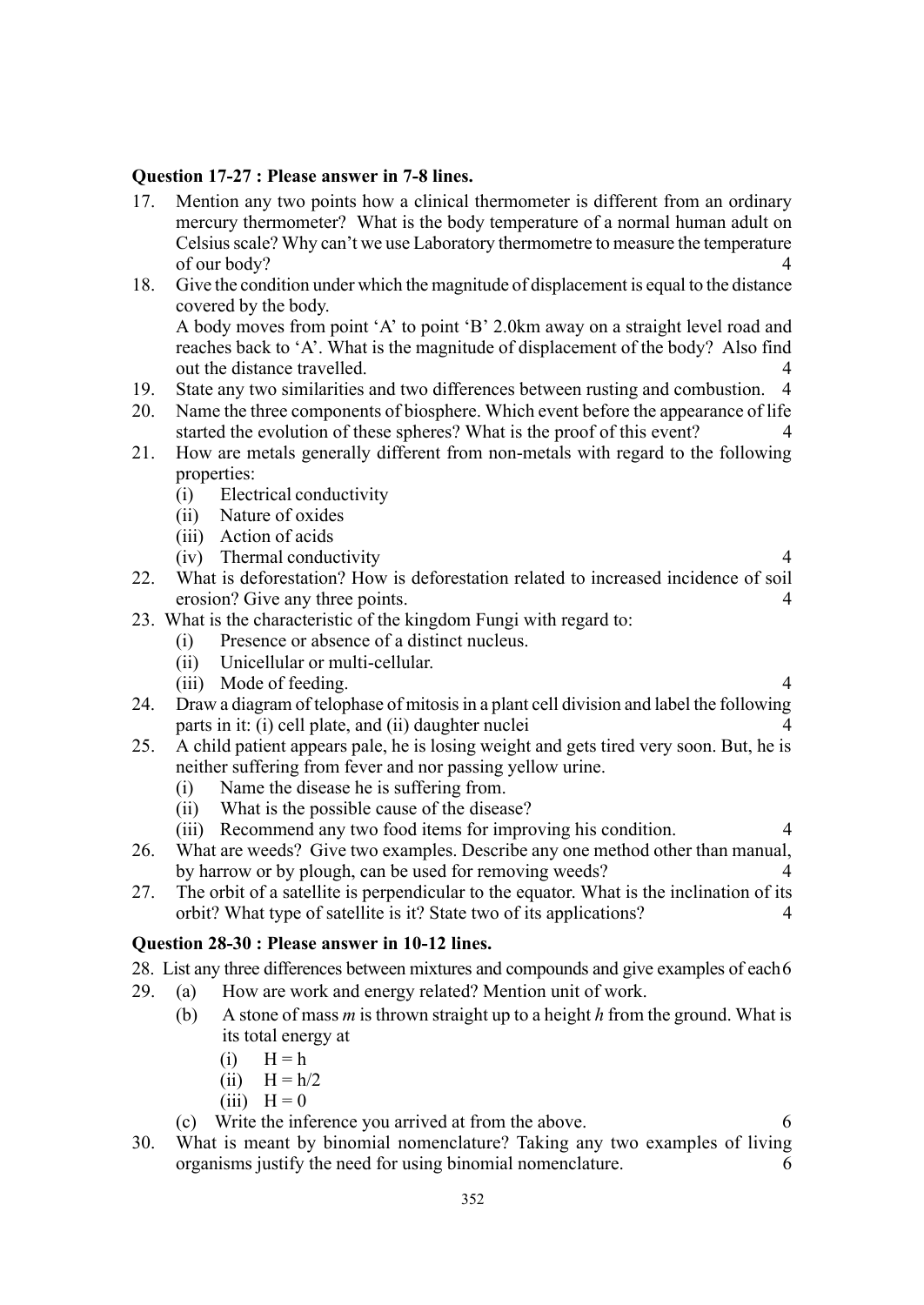**Question 17-27 : Please answer in 7-8 lines.**

17. Mention any two points how a clinical thermometer is different from an ordinary mercury thermometer? What is the body temperature of a normal human adult on Celsius scale? Why can't we use Laboratory thermometre to measure the temperature of our body? 4
18. Give the condition under which the magnitude of displacement is equal to the distance covered by the body.
    A body moves from point 'A' to point 'B' 2.0km away on a straight level road and reaches back to 'A'. What is the magnitude of displacement of the body? Also find out the distance travelled. 4
19. State any two similarities and two differences between rusting and combustion. 4
20. Name the three components of biosphere. Which event before the appearance of life started the evolution of these spheres? What is the proof of this event? 4
21. How are metals generally different from non-metals with regard to the following properties:
    (i) Electrical conductivity
    (ii) Nature of oxides
    (iii) Action of acids
    (iv) Thermal conductivity 4
22. What is deforestation? How is deforestation related to increased incidence of soil erosion? Give any three points. 4
23. What is the characteristic of the kingdom Fungi with regard to:
    (i) Presence or absence of a distinct nucleus.
    (ii) Unicellular or multi-cellular.
    (iii) Mode of feeding. 4
24. Draw a diagram of telophase of mitosis in a plant cell division and label the following parts in it: (i) cell plate, and (ii) daughter nuclei 4
25. A child patient appears pale, he is losing weight and gets tired very soon. But, he is neither suffering from fever and nor passing yellow urine.
    (i) Name the disease he is suffering from.
    (ii) What is the possible cause of the disease?
    (iii) Recommend any two food items for improving his condition. 4
26. What are weeds? Give two examples. Describe any one method other than manual, by harrow or by plough, can be used for removing weeds? 4
27. The orbit of a satellite is perpendicular to the equator. What is the inclination of its orbit? What type of satellite is it? State two of its applications? 4

**Question 28-30 : Please answer in 10-12 lines.**

28. List any three differences between mixtures and compounds and give examples of each 6
29. (a) How are work and energy related? Mention unit of work.
    (b) A stone of mass *m* is thrown straight up to a height *h* from the ground. What is its total energy at
        (i) $H = h$
        (ii) $H = h/2$
        (iii) $H = 0$
    (c) Write the inference you arrived at from the above. 6
30. What is meant by binomial nomenclature? Taking any two examples of living organisms justify the need for using binomial nomenclature. 6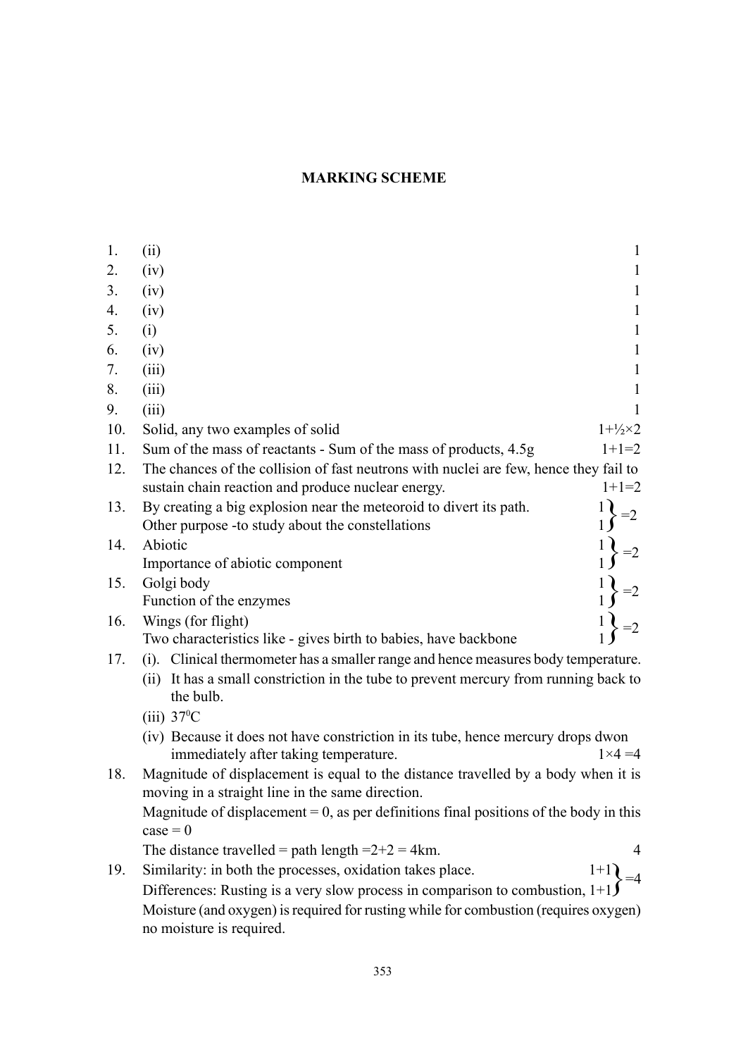## MARKING SCHEME

| | | |
|---|---|---|
| 1. | (ii) | 1 |
| 2. | (iv) | 1 |
| 3. | (iv) | 1 |
| 4. | (iv) | 1 |
| 5. | (i) | 1 |
| 6. | (iv) | 1 |
| 7. | (iii) | 1 |
| 8. | (iii) | 1 |
| 9. | (iii) | 1 |
| 10. | Solid, any two examples of solid | 1+½×2 |
| 11. | Sum of the mass of reactants - Sum of the mass of products, 4.5g | 1+1=2 |
| 12. | The chances of the collision of fast neutrons with nuclei are few, hence they fail to sustain chain reaction and produce nuclear energy. | 1+1=2 |
| 13. | By creating a big explosion near the meteoroid to divert its path. | 1 } =2 |
| | Other purpose -to study about the constellations | 1 |
| 14. | Abiotic | 1 } =2 |
| | Importance of abiotic component | 1 |
| 15. | Golgi body | 1 } =2 |
| | Function of the enzymes | 1 |
| 16. | Wings (for flight) | 1 } =2 |
| | Two characteristics like - gives birth to babies, have backbone | 1 |

17. (i). Clinical thermometer has a smaller range and hence measures body temperature.
    (ii) It has a small constriction in the tube to prevent mercury from running back to the bulb.
    (iii) $37^0$C
    (iv) Because it does not have constriction in its tube, hence mercury drops dwon immediately after taking temperature. 1×4 =4

18. Magnitude of displacement is equal to the distance travelled by a body when it is moving in a straight line in the same direction.
    Magnitude of displacement = 0, as per definitions final positions of the body in this case = 0
    The distance travelled = path length =2+2 = 4km. 4

19. Similarity: in both the processes, oxidation takes place. 1+1 } =4
    Differences: Rusting is a very slow process in comparison to combustion, 1+1
    Moisture (and oxygen) is required for rusting while for combustion (requires oxygen) no moisture is required.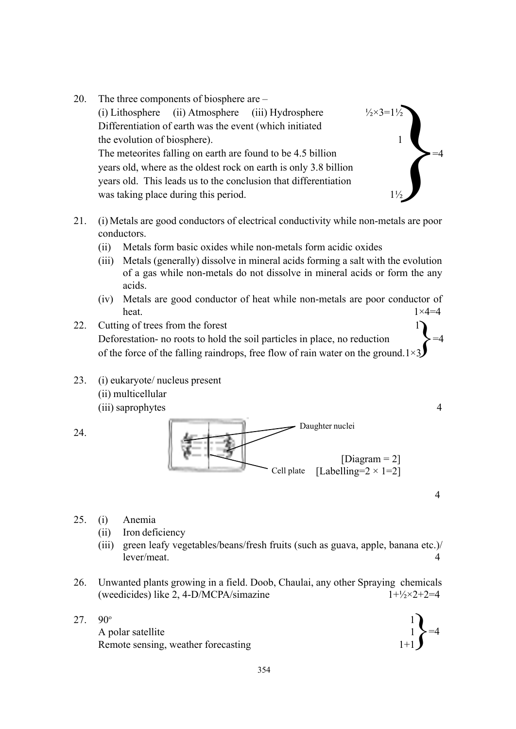20. The three components of biosphere are –
    (i) Lithosphere (ii) Atmosphere (iii) Hydrosphere ½×3=1½
    Differentiation of earth was the event (which initiated the evolution of biosphere). 1
    The meteorites falling on earth are found to be 4.5 billion years old, where as the oldest rock on earth is only 3.8 billion years old. This leads us to the conclusion that differentiation was taking place during this period. 1½ } =4

21. (i) Metals are good conductors of electrical conductivity while non-metals are poor conductors.
    (ii) Metals form basic oxides while non-metals form acidic oxides
    (iii) Metals (generally) dissolve in mineral acids forming a salt with the evolution of a gas while non-metals do not dissolve in mineral acids or form the any acids.
    (iv) Metals are good conductor of heat while non-metals are poor conductor of heat. 1×4=4

22. Cutting of trees from the forest 1
    Deforestation- no roots to hold the soil particles in place, no reduction of the force of the falling raindrops, free flow of rain water on the ground. 1×3 } =4

23. (i) eukaryote/ nucleus present
    (ii) multicellular
    (iii) saprophytes 4

24. Daughter nuclei
    Cell plate
    [Diagram = 2]
    [Labelling=2 × 1=2]
    4

25. (i) Anemia
    (ii) Iron deficiency
    (iii) green leafy vegetables/beans/fresh fruits (such as guava, apple, banana etc.)/ lever/meat. 4

26. Unwanted plants growing in a field. Doob, Chaulai, any other Spraying chemicals (weedicides) like 2, 4-D/MCPA/simazine 1+½×2+2=4

27. $90^o$ 1
    A polar satellite 1
    Remote sensing, weather forecasting 1+1 } =4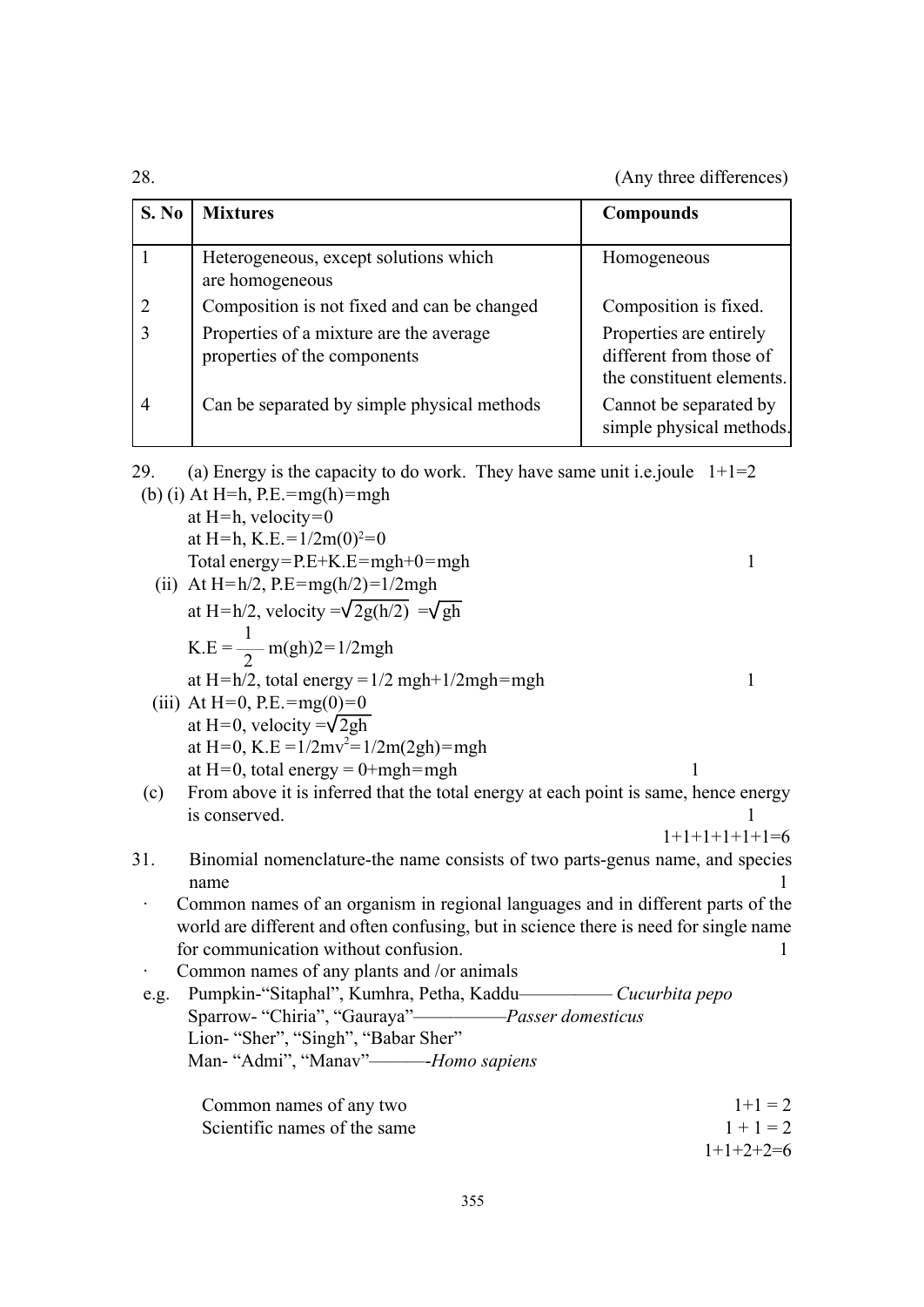28. (Any three differences)

| S. No | Mixtures | Compounds |
|---|---|---|
| 1 | Heterogeneous, except solutions which are homogeneous | Homogeneous |
| 2 | Composition is not fixed and can be changed | Composition is fixed. |
| 3 | Properties of a mixture are the average properties of the components | Properties are entirely different from those of the constituent elements. |
| 4 | Can be separated by simple physical methods | Cannot be separated by simple physical methods. |

29. (a) Energy is the capacity to do work. They have same unit i.e.joule 1+1=2

(b) (i) At H=h, P.E.=mg(h)=mgh

at H=h, velocity=0

at H=h, K.E.=$1/2m(0)^2=0$

Total energy=P.E+K.E=mgh+0=mgh 1

(ii) At H=h/2, P.E=mg(h/2)=1/2mgh

at H=h/2, velocity $=\sqrt{2g(h/2)} = \sqrt{gh}$

K.E $= \frac{1}{2}$ m(gh)2=1/2mgh

at H=h/2, total energy =1/2 mgh+1/2mgh=mgh 1

(iii) At H=0, P.E.=mg(0)=0

at H=0, velocity $=\sqrt{2gh}$

at H=0, K.E $=1/2mv^2=1/2m(2gh)=mgh$

at H=0, total energy = 0+mgh=mgh 1

(c) From above it is inferred that the total energy at each point is same, hence energy is conserved. 1

1+1+1+1+1+1=6

31. Binomial nomenclature-the name consists of two parts-genus name, and species name 1

· Common names of an organism in regional languages and in different parts of the world are different and often confusing, but in science there is need for single name for communication without confusion. 1

· Common names of any plants and /or animals

e.g. Pumpkin-"Sitaphal", Kumhra, Petha, Kaddu—————— *Cucurbita pepo*

Sparrow- "Chiria", "Gauraya"——————*Passer domesticus*

Lion- "Sher", "Singh", "Babar Sher"

Man- "Admi", "Manav"————-*Homo sapiens*

Common names of any two 1+1 = 2

Scientific names of the same 1 + 1 = 2

1+1+2+2=6